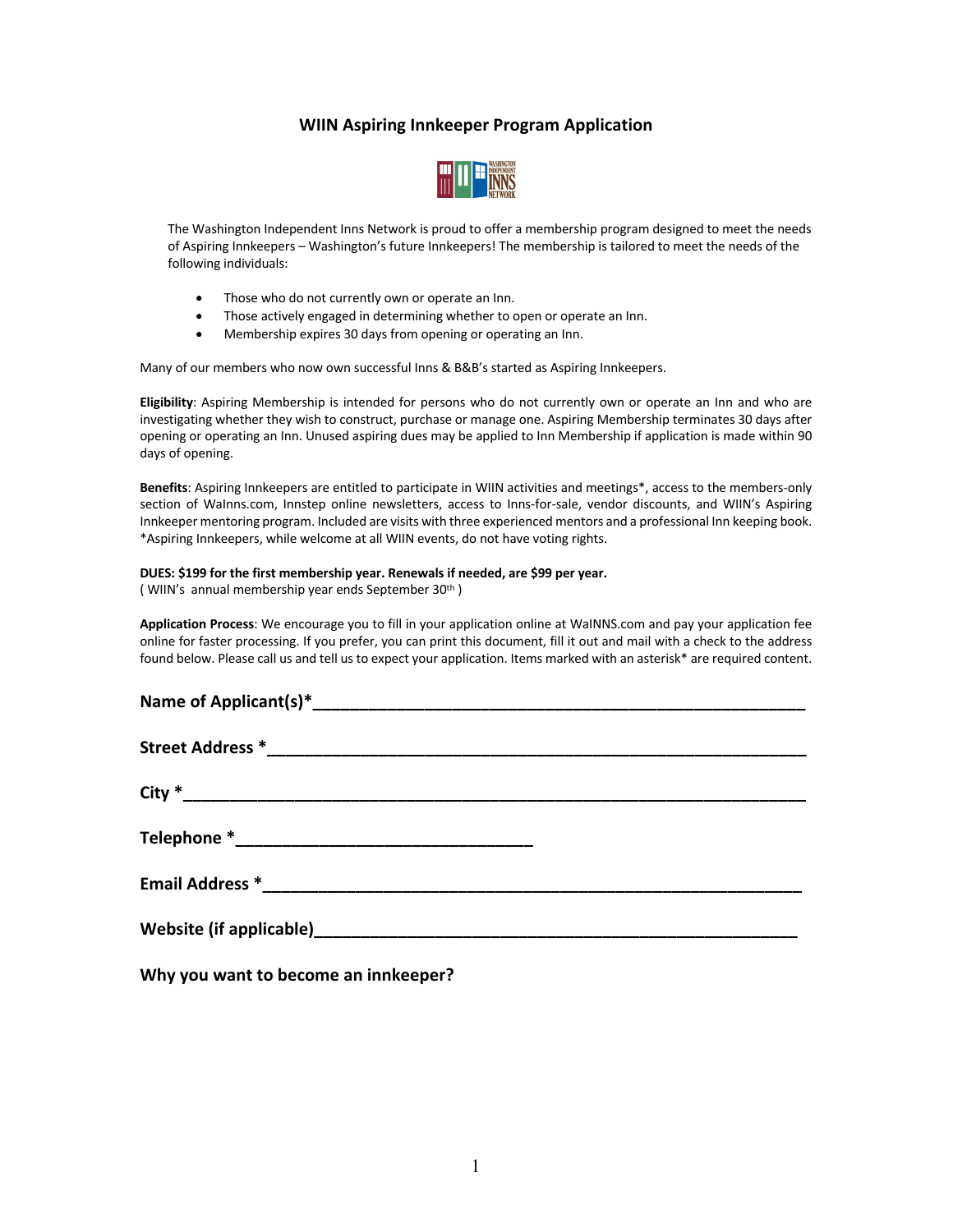## WIIN Aspiring Innkeeper Program Application

The Washington Independent Inns Network is proud to offer a membership program designed to meet the needs of Aspiring Innkeepers – Washington's future Innkeepers! The membership is tailored to meet the needs of the following individuals:

- Those who do not currently own or operate an Inn.
- Those actively engaged in determining whether to open or operate an Inn.
- Membership expires 30 days from opening or operating an Inn.

Many of our members who now own successful Inns & B&B's started as Aspiring Innkeepers.

**Eligibility**: Aspiring Membership is intended for persons who do not currently own or operate an Inn and who are investigating whether they wish to construct, purchase or manage one. Aspiring Membership terminates 30 days after opening or operating an Inn. Unused aspiring dues may be applied to Inn Membership if application is made within 90 days of opening.

**Benefits**: Aspiring Innkeepers are entitled to participate in WIIN activities and meetings*, access to the members-only section of WaInns.com, Innstep online newsletters, access to Inns-for-sale, vendor discounts, and WIIN's Aspiring Innkeeper mentoring program. Included are visits with three experienced mentors and a professional Inn keeping book. *Aspiring Innkeepers, while welcome at all WIIN events, do not have voting rights.

**DUES: $199 for the first membership year. Renewals if needed, are $99 per year.**
( WIIN's annual membership year ends September 30th )

**Application Process**: We encourage you to fill in your application online at WaINNS.com and pay your application fee online for faster processing. If you prefer, you can print this document, fill it out and mail with a check to the address found below. Please call us and tell us to expect your application. Items marked with an asterisk* are required content.

**Name of Applicant(s)*\_\_\_\_\_\_\_\_\_\_\_\_\_\_\_\_\_\_\_\_\_\_\_\_\_\_\_\_\_\_\_\_\_\_\_\_\_\_\_\_**

**Street Address \*\_\_\_\_\_\_\_\_\_\_\_\_\_\_\_\_\_\_\_\_\_\_\_\_\_\_\_\_\_\_\_\_\_\_\_\_\_\_\_\_\_\_**

**City \*\_\_\_\_\_\_\_\_\_\_\_\_\_\_\_\_\_\_\_\_\_\_\_\_\_\_\_\_\_\_\_\_\_\_\_\_\_\_\_\_\_\_\_\_\_\_\_\_**

**Telephone \*\_\_\_\_\_\_\_\_\_\_\_\_\_\_\_\_\_\_\_\_\_\_\_\_\_\_**

**Email Address \*\_\_\_\_\_\_\_\_\_\_\_\_\_\_\_\_\_\_\_\_\_\_\_\_\_\_\_\_\_\_\_\_\_\_\_\_\_\_\_\_\_\_**

**Website (if applicable)\_\_\_\_\_\_\_\_\_\_\_\_\_\_\_\_\_\_\_\_\_\_\_\_\_\_\_\_\_\_\_\_\_\_\_\_\_\_\_**

**Why you want to become an innkeeper?**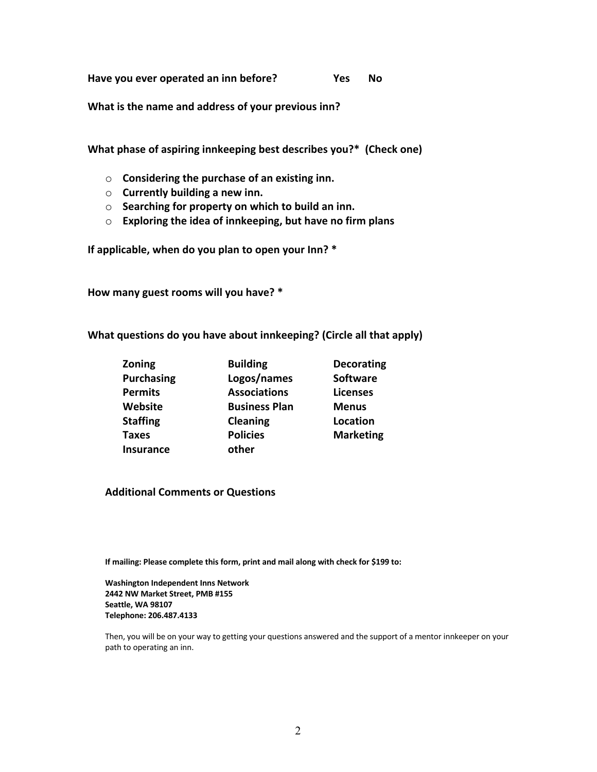**Have you ever operated an inn before?** **Yes** **No**

**What is the name and address of your previous inn?**

**What phase of aspiring innkeeping best describes you?* (Check one)**

- **Considering the purchase of an existing inn.**
- **Currently building a new inn.**
- **Searching for property on which to build an inn.**
- **Exploring the idea of innkeeping, but have no firm plans**

**If applicable, when do you plan to open your Inn? ***

**How many guest rooms will you have? ***

**What questions do you have about innkeeping? (Circle all that apply)**

| | | |
|---|---|---|
| **Zoning** | **Building** | **Decorating** |
| **Purchasing** | **Logos/names** | **Software** |
| **Permits** | **Associations** | **Licenses** |
| **Website** | **Business Plan** | **Menus** |
| **Staffing** | **Cleaning** | **Location** |
| **Taxes** | **Policies** | **Marketing** |
| **Insurance** | **other** | |

**Additional Comments or Questions**

**If mailing: Please complete this form, print and mail along with check for $199 to:**

**Washington Independent Inns Network**
**2442 NW Market Street, PMB #155**
**Seattle, WA 98107**
**Telephone: 206.487.4133**

Then, you will be on your way to getting your questions answered and the support of a mentor innkeeper on your path to operating an inn.